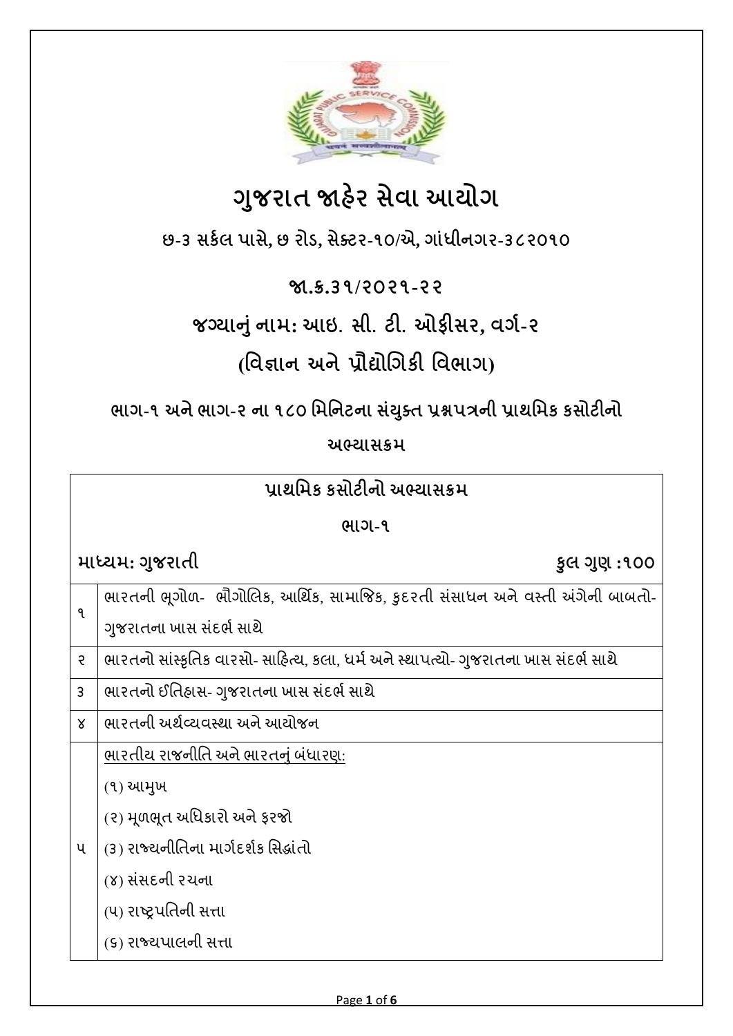# ગુજરાત જાહેર સેવા આયોગ

**છ-૩ સર્કલ પાસે, છ રોડ, સેક્ટર-૧૦/એ, ગાંધીનગર-૩૮૨૦૧૦**

**જા.ક્ર.૩૧/૨૦૨૧-૨૨**

**જગ્યાનું નામ: આઇ. સી. ટી. ઓફીસર, વર્ગ-૨**

**(વિજ્ઞાન અને પ્રૌદ્યોગિકી વિભાગ)**

**ભાગ-૧ અને ભાગ-૨ ના ૧૮૦ મિનિટના સંયુક્ત પ્રશ્નપત્રની પ્રાથમિક કસોટીનો અભ્યાસક્રમ**

| પ્રાથમિક કસોટીનો અભ્યાસક્રમ<br>ભાગ-૧<br>માધ્યમ: ગુજરાતી &nbsp;&nbsp;&nbsp;&nbsp; કુલ ગુણ :૧૦૦ | |
|---|---|
| ૧ | ભારતની ભૂગોળ- ભૌગોલિક, આર્થિક, સામાજિક, કુદરતી સંસાધન અને વસ્તી અંગેની બાબતો- ગુજરાતના ખાસ સંદર્ભ સાથે |
| ૨ | ભારતનો સાંસ્કૃતિક વારસો- સાહિત્ય, કલા, ધર્મ અને સ્થાપત્યો- ગુજરાતના ખાસ સંદર્ભ સાથે |
| ૩ | ભારતનો ઈતિહાસ- ગુજરાતના ખાસ સંદર્ભ સાથે |
| ૪ | ભારતની અર્થવ્યવસ્થા અને આયોજન |
| ૫ | ભારતીય રાજનીતિ અને ભારતનું બંધારણ:<br>(૧) આમુખ<br>(૨) મૂળભૂત અધિકારો અને ફરજો<br>(૩) રાજ્યનીતિના માર્ગદર્શક સિદ્ધાંતો<br>(૪) સંસદની રચના<br>(૫) રાષ્ટ્રપતિની સત્તા<br>(૬) રાજ્યપાલની સત્તા |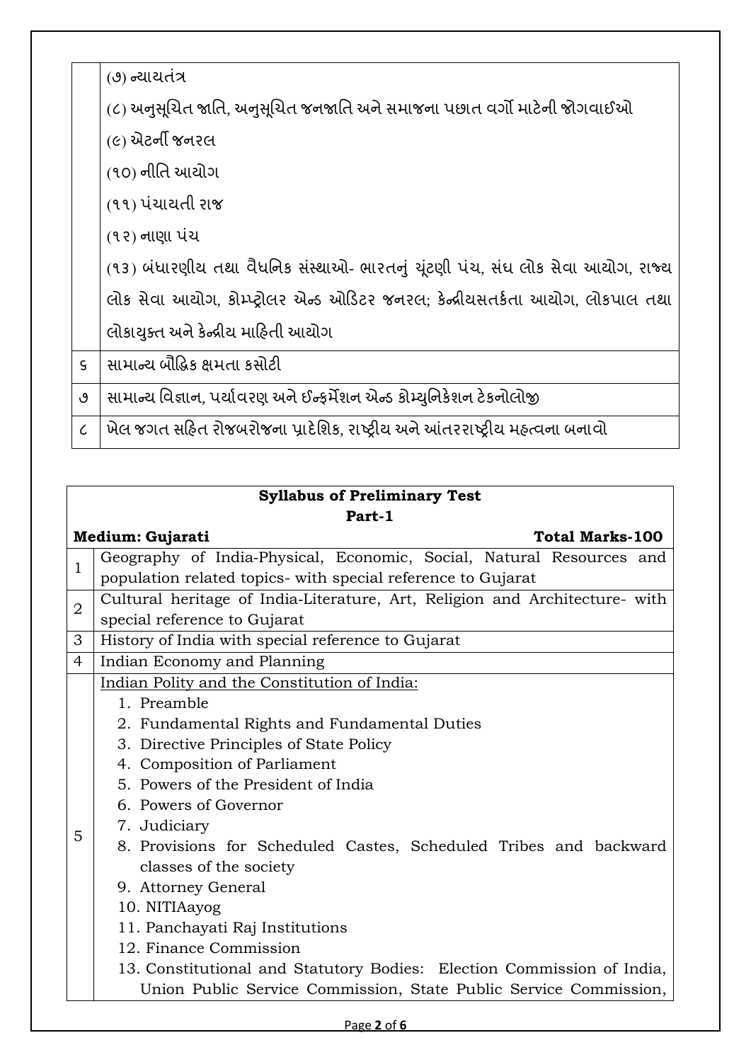| | |
|---|---|
| | (૭) ન્યાયતંત્ર<br>(૮) અનુસૂચિત જાતિ, અનુસૂચિત જનજાતિ અને સમાજના પછાત વર્ગો માટેની જોગવાઈઓ<br>(૯) એટર્ની જનરલ<br>(૧૦) નીતિ આયોગ<br>(૧૧) પંચાયતી રાજ<br>(૧૨) નાણા પંચ<br>(૧૩) બંધારણીય તથા વૈધનિક સંસ્થાઓ- ભારતનું ચૂંટણી પંચ, સંઘ લોક સેવા આયોગ, રાજ્ય લોક સેવા આયોગ, કોમ્પ્ટ્રોલર એન્ડ ઓડિટર જનરલ; કેન્દ્રીયસતર્કતા આયોગ, લોકપાલ તથા લોકાયુક્ત અને કેન્દ્રીય માહિતી આયોગ |
| ૬ | સામાન્ય બૌદ્ધિક ક્ષમતા કસોટી |
| ૭ | સામાન્ય વિજ્ઞાન, પર્યાવરણ અને ઈન્ફર્મેશન એન્ડ કોમ્યુનિકેશન ટેકનોલોજી |
| ૮ | ખેલ જગત સહિત રોજબરોજના પ્રાદેશિક, રાષ્ટ્રીય અને આંતરરાષ્ટ્રીય મહત્વના બનાવો |

| **Syllabus of Preliminary Test Part-1** | |
|---|---|
| **Medium: Gujarati** | **Total Marks-100** |
| 1 | Geography of India-Physical, Economic, Social, Natural Resources and population related topics- with special reference to Gujarat |
| 2 | Cultural heritage of India-Literature, Art, Religion and Architecture- with special reference to Gujarat |
| 3 | History of India with special reference to Gujarat |
| 4 | Indian Economy and Planning |
| 5 | Indian Polity and the Constitution of India:<br>1. Preamble<br>2. Fundamental Rights and Fundamental Duties<br>3. Directive Principles of State Policy<br>4. Composition of Parliament<br>5. Powers of the President of India<br>6. Powers of Governor<br>7. Judiciary<br>8. Provisions for Scheduled Castes, Scheduled Tribes and backward classes of the society<br>9. Attorney General<br>10. NITIAayog<br>11. Panchayati Raj Institutions<br>12. Finance Commission<br>13. Constitutional and Statutory Bodies: Election Commission of India, Union Public Service Commission, State Public Service Commission, |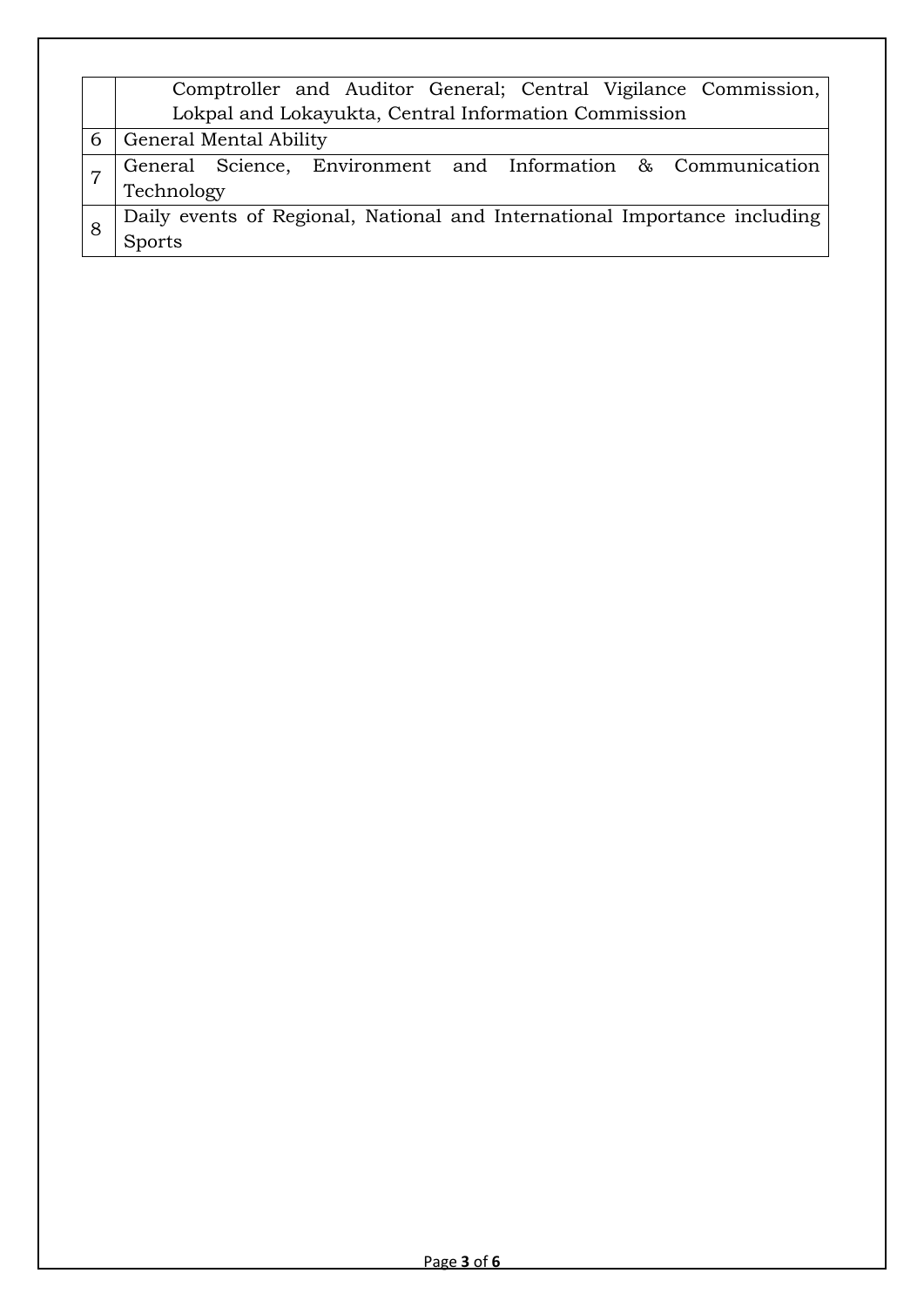| | |
|---|---|
| | Comptroller and Auditor General; Central Vigilance Commission, Lokpal and Lokayukta, Central Information Commission |
| 6 | General Mental Ability |
| 7 | General Science, Environment and Information & Communication Technology |
| 8 | Daily events of Regional, National and International Importance including Sports |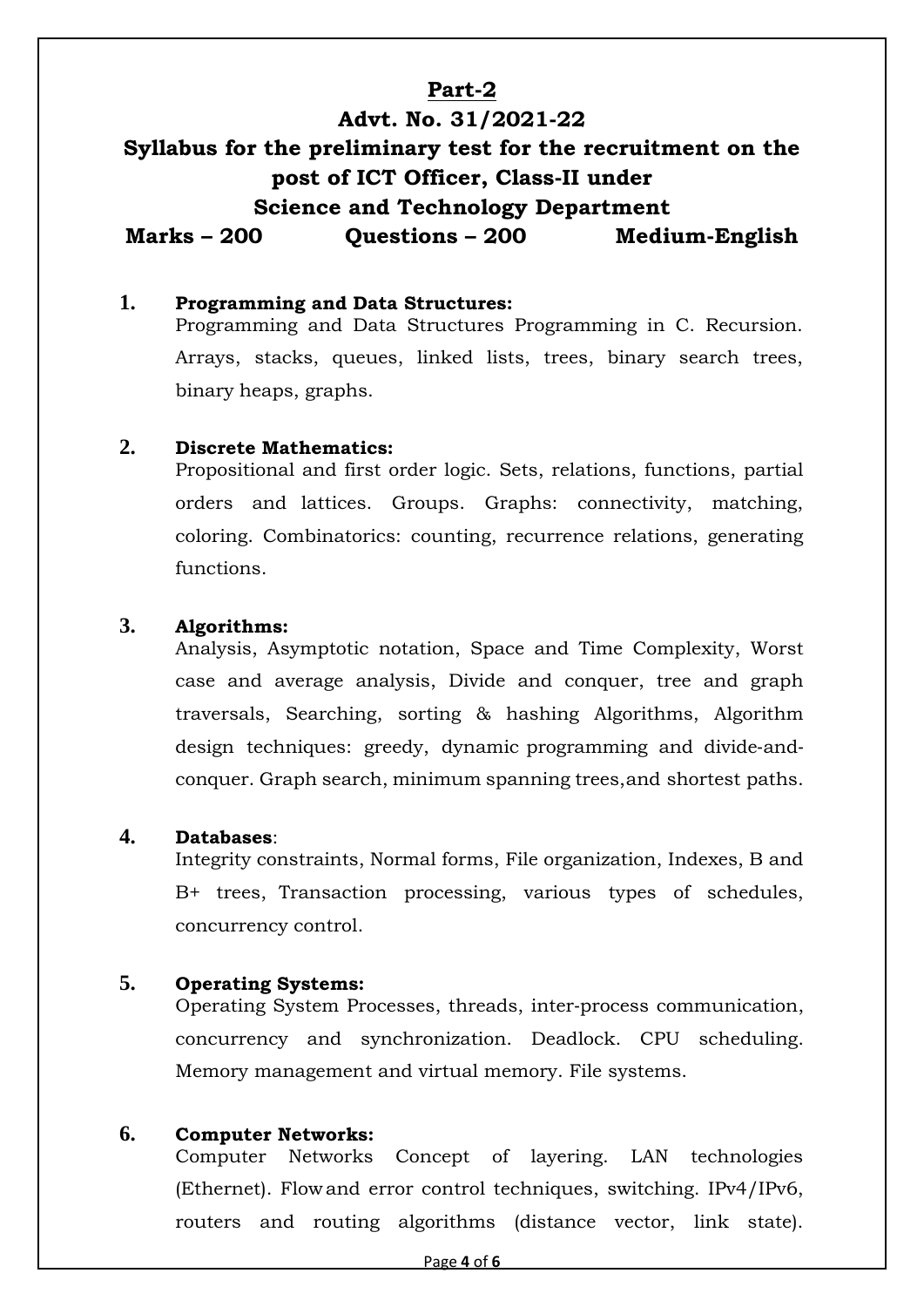## Part-2

## Advt. No. 31/2021-22

## Syllabus for the preliminary test for the recruitment on the post of ICT Officer, Class-II under Science and Technology Department

**Marks – 200 Questions – 200 Medium-English**

1. **Programming and Data Structures:**
   Programming and Data Structures Programming in C. Recursion. Arrays, stacks, queues, linked lists, trees, binary search trees, binary heaps, graphs.

2. **Discrete Mathematics:**
   Propositional and first order logic. Sets, relations, functions, partial orders and lattices. Groups. Graphs: connectivity, matching, coloring. Combinatorics: counting, recurrence relations, generating functions.

3. **Algorithms:**
   Analysis, Asymptotic notation, Space and Time Complexity, Worst case and average analysis, Divide and conquer, tree and graph traversals, Searching, sorting & hashing Algorithms, Algorithm design techniques: greedy, dynamic programming and divide-and-conquer. Graph search, minimum spanning trees, and shortest paths.

4. **Databases**:
   Integrity constraints, Normal forms, File organization, Indexes, B and B+ trees, Transaction processing, various types of schedules, concurrency control.

5. **Operating Systems:**
   Operating System Processes, threads, inter-process communication, concurrency and synchronization. Deadlock. CPU scheduling. Memory management and virtual memory. File systems.

6. **Computer Networks:**
   Computer Networks Concept of layering. LAN technologies (Ethernet). Flow and error control techniques, switching. IPv4/IPv6, routers and routing algorithms (distance vector, link state).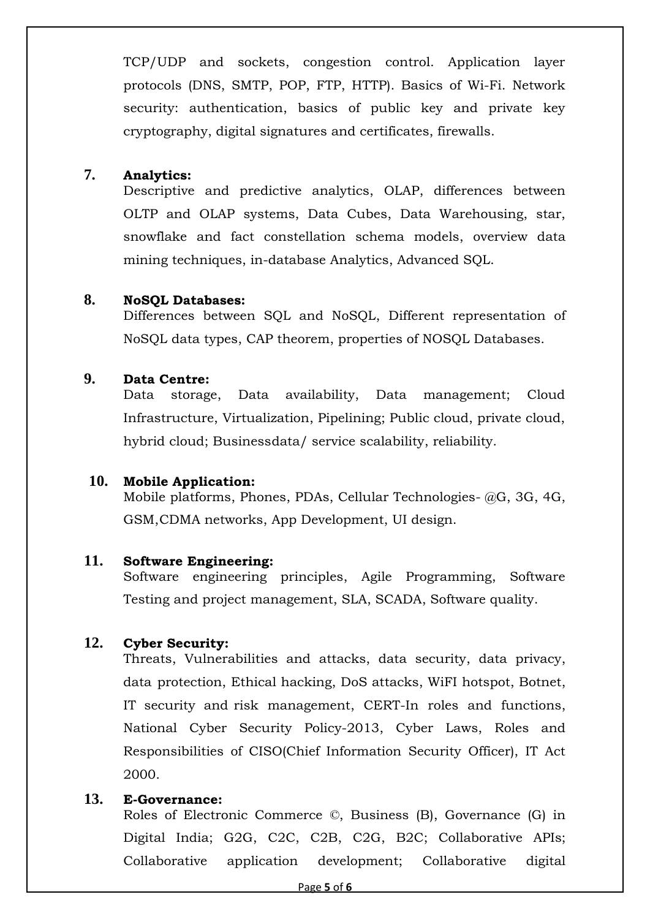TCP/UDP and sockets, congestion control. Application layer protocols (DNS, SMTP, POP, FTP, HTTP). Basics of Wi-Fi. Network security: authentication, basics of public key and private key cryptography, digital signatures and certificates, firewalls.

**7. Analytics:**

Descriptive and predictive analytics, OLAP, differences between OLTP and OLAP systems, Data Cubes, Data Warehousing, star, snowflake and fact constellation schema models, overview data mining techniques, in-database Analytics, Advanced SQL.

**8. NoSQL Databases:**

Differences between SQL and NoSQL, Different representation of NoSQL data types, CAP theorem, properties of NOSQL Databases.

**9. Data Centre:**

Data storage, Data availability, Data management; Cloud Infrastructure, Virtualization, Pipelining; Public cloud, private cloud, hybrid cloud; Businessdata/ service scalability, reliability.

**10. Mobile Application:**

Mobile platforms, Phones, PDAs, Cellular Technologies- @G, 3G, 4G, GSM,CDMA networks, App Development, UI design.

**11. Software Engineering:**

Software engineering principles, Agile Programming, Software Testing and project management, SLA, SCADA, Software quality.

**12. Cyber Security:**

Threats, Vulnerabilities and attacks, data security, data privacy, data protection, Ethical hacking, DoS attacks, WiFI hotspot, Botnet, IT security and risk management, CERT-In roles and functions, National Cyber Security Policy-2013, Cyber Laws, Roles and Responsibilities of CISO(Chief Information Security Officer), IT Act 2000.

**13. E-Governance:**

Roles of Electronic Commerce ©, Business (B), Governance (G) in Digital India; G2G, C2C, C2B, C2G, B2C; Collaborative APIs; Collaborative application development; Collaborative digital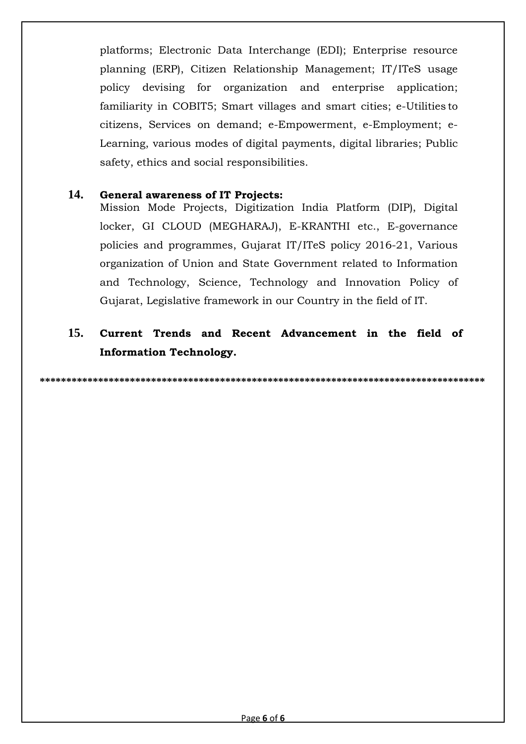platforms; Electronic Data Interchange (EDI); Enterprise resource planning (ERP), Citizen Relationship Management; IT/ITeS usage policy devising for organization and enterprise application; familiarity in COBIT5; Smart villages and smart cities; e-Utilities to citizens, Services on demand; e-Empowerment, e-Employment; e-Learning, various modes of digital payments, digital libraries; Public safety, ethics and social responsibilities.

**14. General awareness of IT Projects:**

Mission Mode Projects, Digitization India Platform (DIP), Digital locker, GI CLOUD (MEGHARAJ), E-KRANTHI etc., E-governance policies and programmes, Gujarat IT/ITeS policy 2016-21, Various organization of Union and State Government related to Information and Technology, Science, Technology and Innovation Policy of Gujarat, Legislative framework in our Country in the field of IT.

**15. Current Trends and Recent Advancement in the field of Information Technology.**

**************************************************************************************